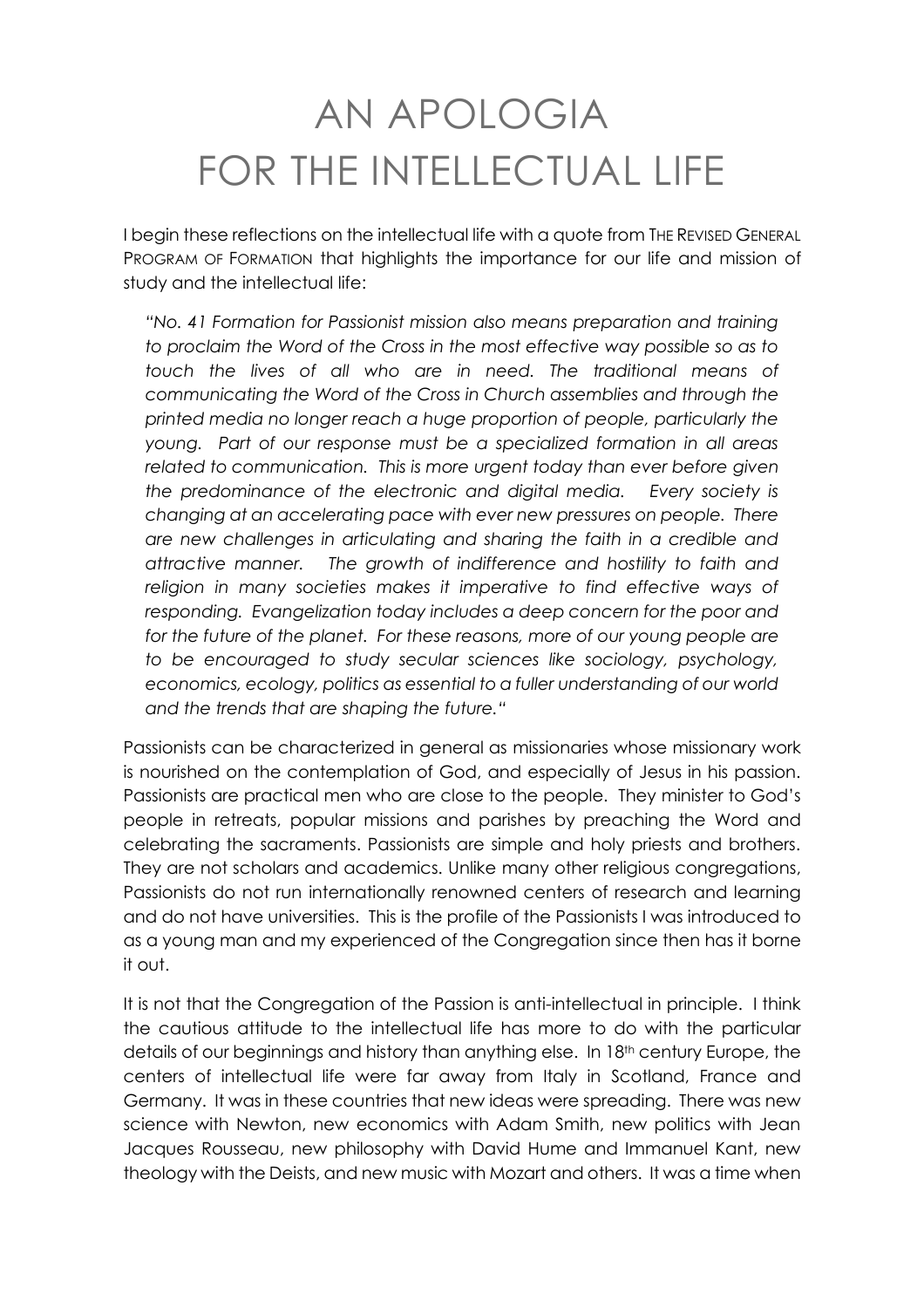# AN APOLOGIA FOR THE INTELLECTUAL LIFE

I begin these reflections on the intellectual life with a quote from THE REVISED GENERAL PROGRAM OF FORMATION that highlights the importance for our life and mission of study and the intellectual life:

> *"No. 41 Formation for Passionist mission also means preparation and training to proclaim the Word of the Cross in the most effective way possible so as to touch the lives of all who are in need. The traditional means of communicating the Word of the Cross in Church assemblies and through the printed media no longer reach a huge proportion of people, particularly the young. Part of our response must be a specialized formation in all areas related to communication. This is more urgent today than ever before given the predominance of the electronic and digital media. Every society is changing at an accelerating pace with ever new pressures on people. There are new challenges in articulating and sharing the faith in a credible and attractive manner. The growth of indifference and hostility to faith and religion in many societies makes it imperative to find effective ways of responding. Evangelization today includes a deep concern for the poor and for the future of the planet. For these reasons, more of our young people are to be encouraged to study secular sciences like sociology, psychology, economics, ecology, politics as essential to a fuller understanding of our world and the trends that are shaping the future."*

Passionists can be characterized in general as missionaries whose missionary work is nourished on the contemplation of God, and especially of Jesus in his passion. Passionists are practical men who are close to the people. They minister to God's people in retreats, popular missions and parishes by preaching the Word and celebrating the sacraments. Passionists are simple and holy priests and brothers. They are not scholars and academics. Unlike many other religious congregations, Passionists do not run internationally renowned centers of research and learning and do not have universities. This is the profile of the Passionists I was introduced to as a young man and my experienced of the Congregation since then has it borne it out.

It is not that the Congregation of the Passion is anti-intellectual in principle. I think the cautious attitude to the intellectual life has more to do with the particular details of our beginnings and history than anything else. In 18th century Europe, the centers of intellectual life were far away from Italy in Scotland, France and Germany. It was in these countries that new ideas were spreading. There was new science with Newton, new economics with Adam Smith, new politics with Jean Jacques Rousseau, new philosophy with David Hume and Immanuel Kant, new theology with the Deists, and new music with Mozart and others. It was a time when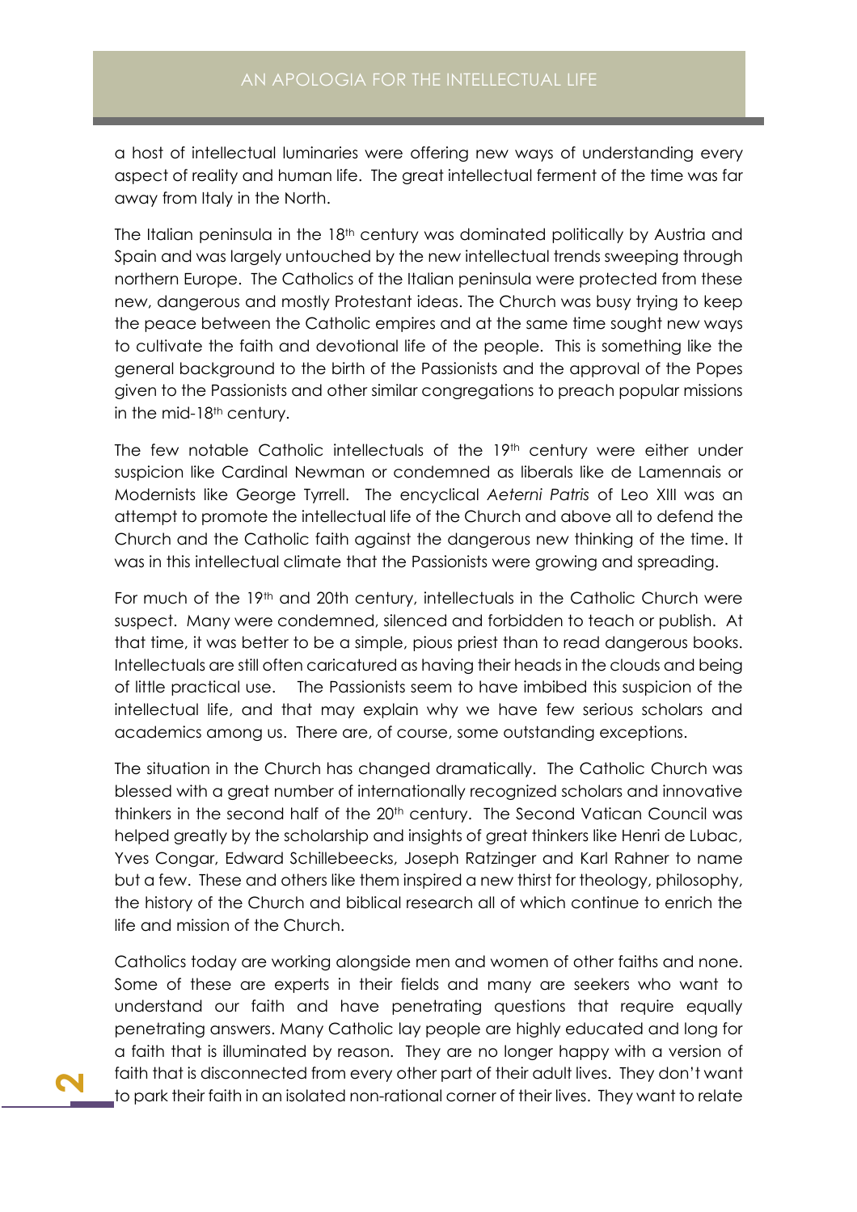a host of intellectual luminaries were offering new ways of understanding every aspect of reality and human life. The great intellectual ferment of the time was far away from Italy in the North.

The Italian peninsula in the 18th century was dominated politically by Austria and Spain and was largely untouched by the new intellectual trends sweeping through northern Europe. The Catholics of the Italian peninsula were protected from these new, dangerous and mostly Protestant ideas. The Church was busy trying to keep the peace between the Catholic empires and at the same time sought new ways to cultivate the faith and devotional life of the people. This is something like the general background to the birth of the Passionists and the approval of the Popes given to the Passionists and other similar congregations to preach popular missions in the mid-18th century.

The few notable Catholic intellectuals of the 19th century were either under suspicion like Cardinal Newman or condemned as liberals like de Lamennais or Modernists like George Tyrrell. The encyclical *Aeterni Patris* of Leo XIII was an attempt to promote the intellectual life of the Church and above all to defend the Church and the Catholic faith against the dangerous new thinking of the time. It was in this intellectual climate that the Passionists were growing and spreading.

For much of the 19th and 20th century, intellectuals in the Catholic Church were suspect. Many were condemned, silenced and forbidden to teach or publish. At that time, it was better to be a simple, pious priest than to read dangerous books. Intellectuals are still often caricatured as having their heads in the clouds and being of little practical use. The Passionists seem to have imbibed this suspicion of the intellectual life, and that may explain why we have few serious scholars and academics among us. There are, of course, some outstanding exceptions.

The situation in the Church has changed dramatically. The Catholic Church was blessed with a great number of internationally recognized scholars and innovative thinkers in the second half of the 20th century. The Second Vatican Council was helped greatly by the scholarship and insights of great thinkers like Henri de Lubac, Yves Congar, Edward Schillebeecks, Joseph Ratzinger and Karl Rahner to name but a few. These and others like them inspired a new thirst for theology, philosophy, the history of the Church and biblical research all of which continue to enrich the life and mission of the Church.

Catholics today are working alongside men and women of other faiths and none. Some of these are experts in their fields and many are seekers who want to understand our faith and have penetrating questions that require equally penetrating answers. Many Catholic lay people are highly educated and long for a faith that is illuminated by reason. They are no longer happy with a version of faith that is disconnected from every other part of their adult lives. They don't want to park their faith in an isolated non-rational corner of their lives. They want to relate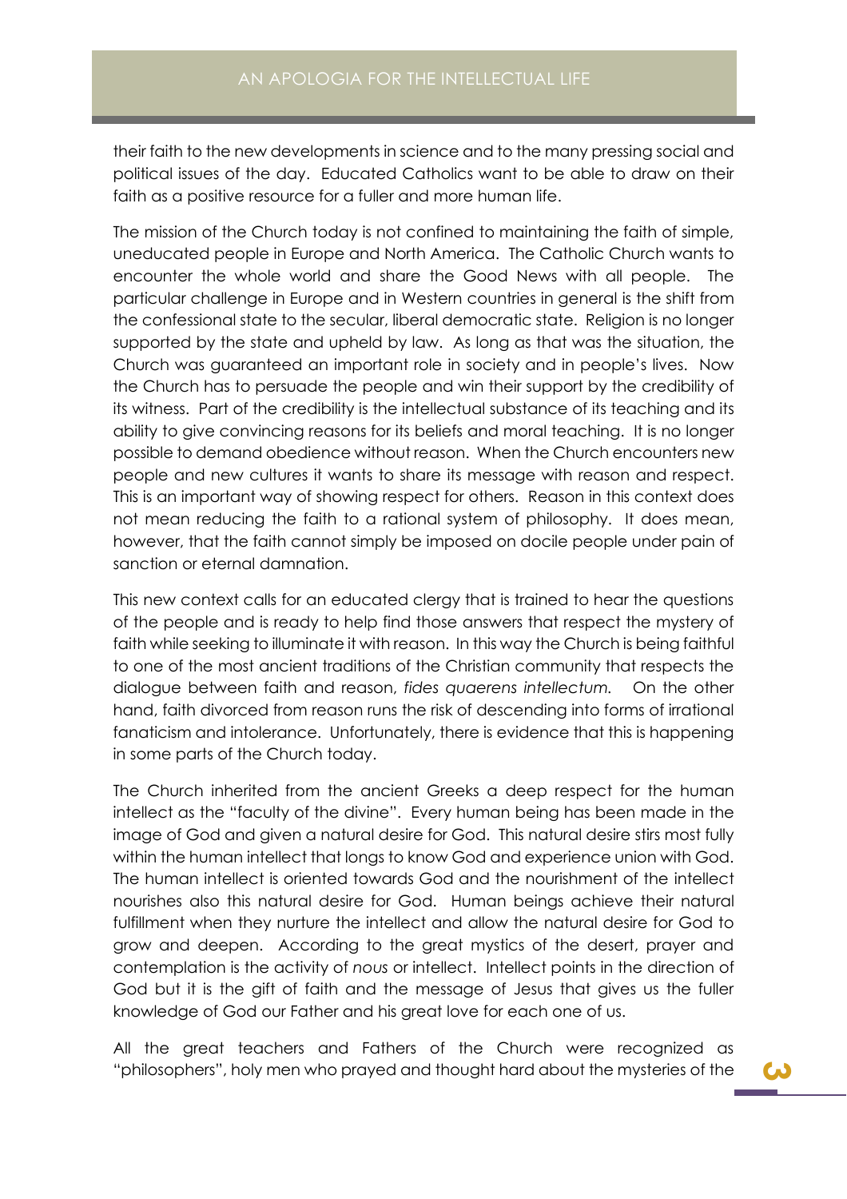their faith to the new developments in science and to the many pressing social and political issues of the day. Educated Catholics want to be able to draw on their faith as a positive resource for a fuller and more human life.

The mission of the Church today is not confined to maintaining the faith of simple, uneducated people in Europe and North America. The Catholic Church wants to encounter the whole world and share the Good News with all people. The particular challenge in Europe and in Western countries in general is the shift from the confessional state to the secular, liberal democratic state. Religion is no longer supported by the state and upheld by law. As long as that was the situation, the Church was guaranteed an important role in society and in people's lives. Now the Church has to persuade the people and win their support by the credibility of its witness. Part of the credibility is the intellectual substance of its teaching and its ability to give convincing reasons for its beliefs and moral teaching. It is no longer possible to demand obedience without reason. When the Church encounters new people and new cultures it wants to share its message with reason and respect. This is an important way of showing respect for others. Reason in this context does not mean reducing the faith to a rational system of philosophy. It does mean, however, that the faith cannot simply be imposed on docile people under pain of sanction or eternal damnation.

This new context calls for an educated clergy that is trained to hear the questions of the people and is ready to help find those answers that respect the mystery of faith while seeking to illuminate it with reason. In this way the Church is being faithful to one of the most ancient traditions of the Christian community that respects the dialogue between faith and reason, *fides quaerens intellectum.* On the other hand, faith divorced from reason runs the risk of descending into forms of irrational fanaticism and intolerance. Unfortunately, there is evidence that this is happening in some parts of the Church today.

The Church inherited from the ancient Greeks a deep respect for the human intellect as the "faculty of the divine". Every human being has been made in the image of God and given a natural desire for God. This natural desire stirs most fully within the human intellect that longs to know God and experience union with God. The human intellect is oriented towards God and the nourishment of the intellect nourishes also this natural desire for God. Human beings achieve their natural fulfillment when they nurture the intellect and allow the natural desire for God to grow and deepen. According to the great mystics of the desert, prayer and contemplation is the activity of *nous* or intellect. Intellect points in the direction of God but it is the gift of faith and the message of Jesus that gives us the fuller knowledge of God our Father and his great love for each one of us.

All the great teachers and Fathers of the Church were recognized as "philosophers", holy men who prayed and thought hard about the mysteries of the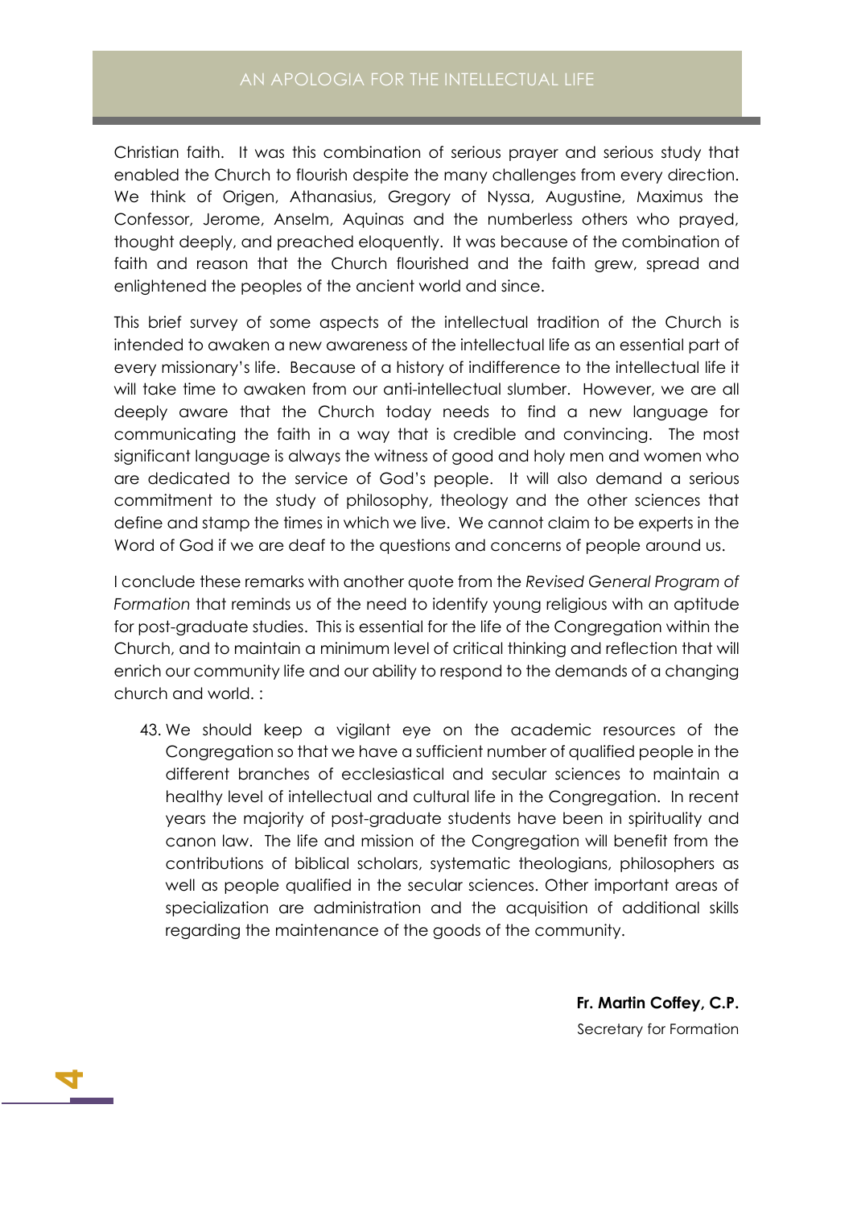Christian faith. It was this combination of serious prayer and serious study that enabled the Church to flourish despite the many challenges from every direction. We think of Origen, Athanasius, Gregory of Nyssa, Augustine, Maximus the Confessor, Jerome, Anselm, Aquinas and the numberless others who prayed, thought deeply, and preached eloquently. It was because of the combination of faith and reason that the Church flourished and the faith grew, spread and enlightened the peoples of the ancient world and since.

This brief survey of some aspects of the intellectual tradition of the Church is intended to awaken a new awareness of the intellectual life as an essential part of every missionary's life. Because of a history of indifference to the intellectual life it will take time to awaken from our anti-intellectual slumber. However, we are all deeply aware that the Church today needs to find a new language for communicating the faith in a way that is credible and convincing. The most significant language is always the witness of good and holy men and women who are dedicated to the service of God's people. It will also demand a serious commitment to the study of philosophy, theology and the other sciences that define and stamp the times in which we live. We cannot claim to be experts in the Word of God if we are deaf to the questions and concerns of people around us.

I conclude these remarks with another quote from the *Revised General Program of Formation* that reminds us of the need to identify young religious with an aptitude for post-graduate studies. This is essential for the life of the Congregation within the Church, and to maintain a minimum level of critical thinking and reflection that will enrich our community life and our ability to respond to the demands of a changing church and world. :

43. We should keep a vigilant eye on the academic resources of the Congregation so that we have a sufficient number of qualified people in the different branches of ecclesiastical and secular sciences to maintain a healthy level of intellectual and cultural life in the Congregation. In recent years the majority of post-graduate students have been in spirituality and canon law. The life and mission of the Congregation will benefit from the contributions of biblical scholars, systematic theologians, philosophers as well as people qualified in the secular sciences. Other important areas of specialization are administration and the acquisition of additional skills regarding the maintenance of the goods of the community.

**Fr. Martin Coffey, C.P.**
Secretary for Formation